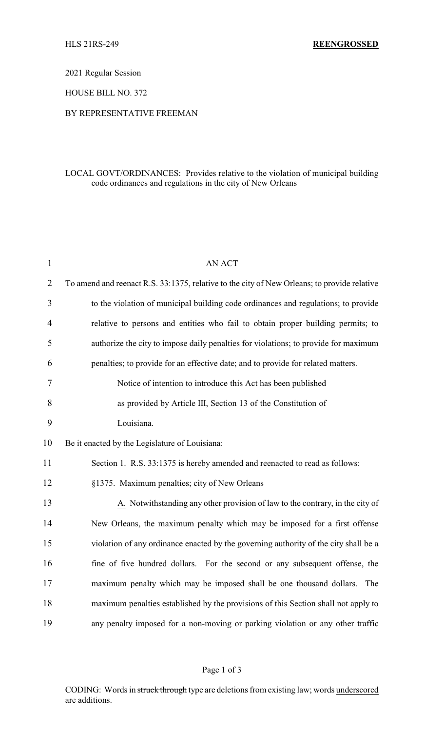HLS 21RS-249 **REENGROSSED**

2021 Regular Session

HOUSE BILL NO. 372

BY REPRESENTATIVE FREEMAN

LOCAL GOVT/ORDINANCES: Provides relative to the violation of municipal building code ordinances and regulations in the city of New Orleans

AN ACT

To amend and reenact R.S. 33:1375, relative to the city of New Orleans; to provide relative to the violation of municipal building code ordinances and regulations; to provide relative to persons and entities who fail to obtain proper building permits; to authorize the city to impose daily penalties for violations; to provide for maximum penalties; to provide for an effective date; and to provide for related matters.

Notice of intention to introduce this Act has been published as provided by Article III, Section 13 of the Constitution of Louisiana.

Be it enacted by the Legislature of Louisiana:

Section 1. R.S. 33:1375 is hereby amended and reenacted to read as follows:

§1375. Maximum penalties; city of New Orleans

A. Notwithstanding any other provision of law to the contrary, in the city of New Orleans, the maximum penalty which may be imposed for a first offense violation of any ordinance enacted by the governing authority of the city shall be a fine of five hundred dollars. For the second or any subsequent offense, the maximum penalty which may be imposed shall be one thousand dollars. The maximum penalties established by the provisions of this Section shall not apply to any penalty imposed for a non-moving or parking violation or any other traffic

CODING: Words in ~~struck through~~ type are deletions from existing law; words underscored are additions.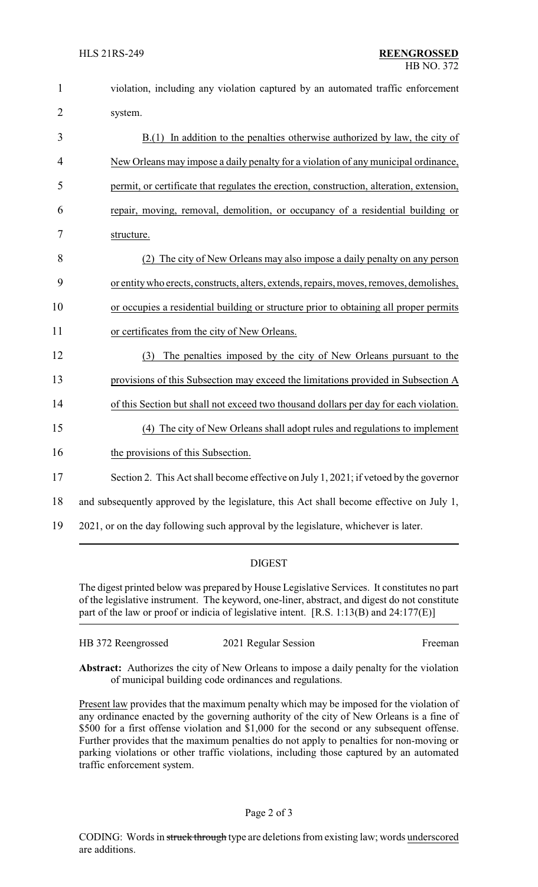violation, including any violation captured by an automated traffic enforcement system.

<u>B.(1) In addition to the penalties otherwise authorized by law, the city of New Orleans may impose a daily penalty for a violation of any municipal ordinance, permit, or certificate that regulates the erection, construction, alteration, extension, repair, moving, removal, demolition, or occupancy of a residential building or structure.</u>

<u>(2) The city of New Orleans may also impose a daily penalty on any person or entity who erects, constructs, alters, extends, repairs, moves, removes, demolishes, or occupies a residential building or structure prior to obtaining all proper permits or certificates from the city of New Orleans.</u>

<u>(3) The penalties imposed by the city of New Orleans pursuant to the provisions of this Subsection may exceed the limitations provided in Subsection A of this Section but shall not exceed two thousand dollars per day for each violation.</u>

<u>(4) The city of New Orleans shall adopt rules and regulations to implement the provisions of this Subsection.</u>

Section 2. This Act shall become effective on July 1, 2021; if vetoed by the governor and subsequently approved by the legislature, this Act shall become effective on July 1, 2021, or on the day following such approval by the legislature, whichever is later.

## DIGEST

The digest printed below was prepared by House Legislative Services. It constitutes no part of the legislative instrument. The keyword, one-liner, abstract, and digest do not constitute part of the law or proof or indicia of legislative intent. [R.S. 1:13(B) and 24:177(E)]

HB 372 Reengrossed 2021 Regular Session Freeman

**Abstract:** Authorizes the city of New Orleans to impose a daily penalty for the violation of municipal building code ordinances and regulations.

<u>Present law</u> provides that the maximum penalty which may be imposed for the violation of any ordinance enacted by the governing authority of the city of New Orleans is a fine of $500 for a first offense violation and $1,000 for the second or any subsequent offense. Further provides that the maximum penalties do not apply to penalties for non-moving or parking violations or other traffic violations, including those captured by an automated traffic enforcement system.

CODING: Words in ~~struck through~~ type are deletions from existing law; words <u>underscored</u> are additions.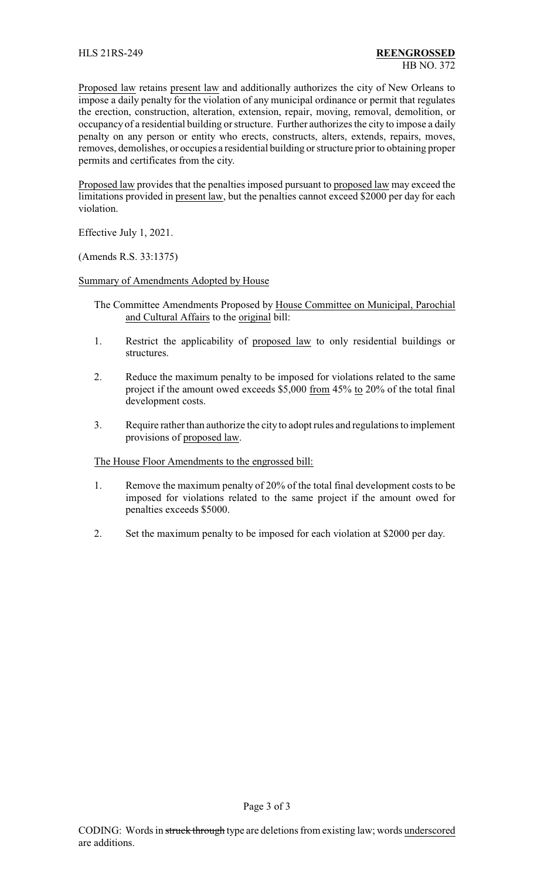Proposed law retains present law and additionally authorizes the city of New Orleans to impose a daily penalty for the violation of any municipal ordinance or permit that regulates the erection, construction, alteration, extension, repair, moving, removal, demolition, or occupancy of a residential building or structure. Further authorizes the city to impose a daily penalty on any person or entity who erects, constructs, alters, extends, repairs, moves, removes, demolishes, or occupies a residential building or structure prior to obtaining proper permits and certificates from the city.

Proposed law provides that the penalties imposed pursuant to proposed law may exceed the limitations provided in present law, but the penalties cannot exceed $2000 per day for each violation.

Effective July 1, 2021.

(Amends R.S. 33:1375)

Summary of Amendments Adopted by House

The Committee Amendments Proposed by House Committee on Municipal, Parochial and Cultural Affairs to the original bill:

1. Restrict the applicability of proposed law to only residential buildings or structures.

2. Reduce the maximum penalty to be imposed for violations related to the same project if the amount owed exceeds $5,000 from 45% to 20% of the total final development costs.

3. Require rather than authorize the city to adopt rules and regulations to implement provisions of proposed law.

The House Floor Amendments to the engrossed bill:

1. Remove the maximum penalty of 20% of the total final development costs to be imposed for violations related to the same project if the amount owed for penalties exceeds $5000.

2. Set the maximum penalty to be imposed for each violation at $2000 per day.